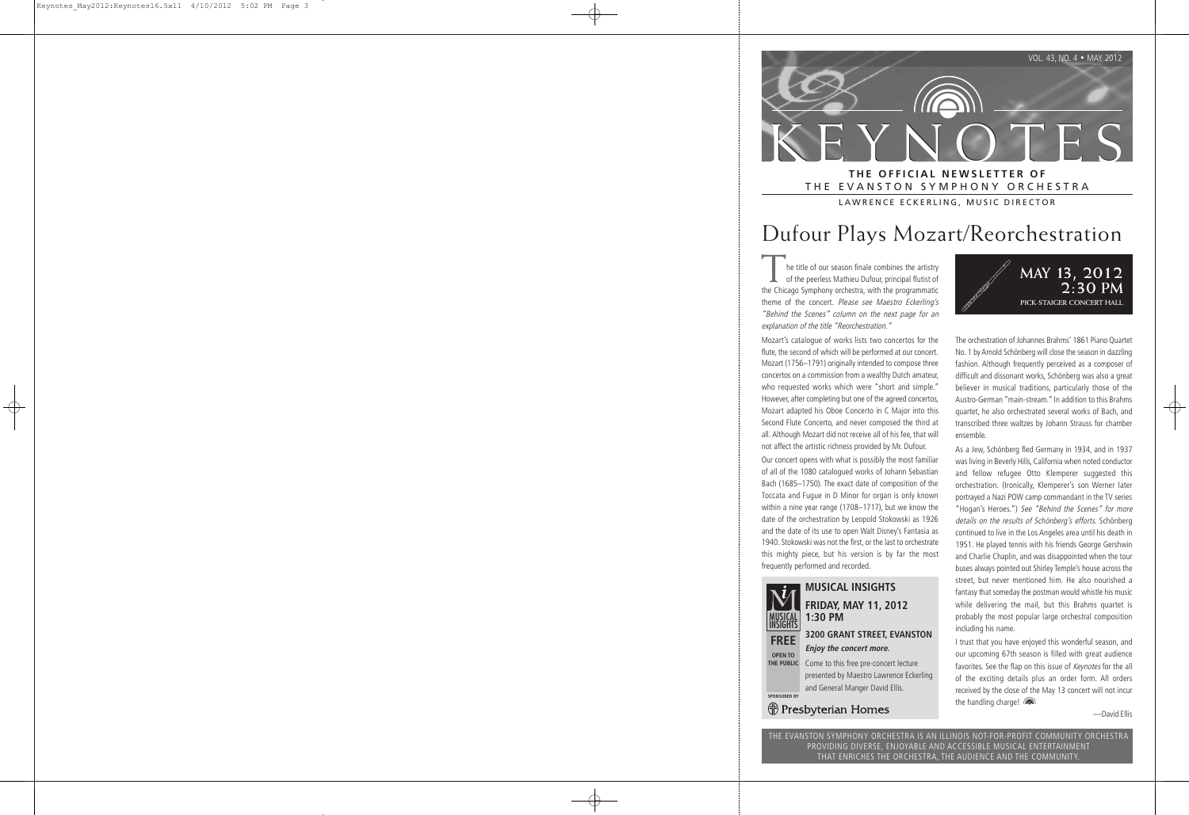VOL. 43, NO. 4 • MAY 2012

# KEYNOTES

**THE OFFICIAL NEWSLETTER OF**
THE EVANSTON SYMPHONY ORCHESTRA

LAWRENCE ECKERLING, MUSIC DIRECTOR

# Dufour Plays Mozart/Reorchestration

**MAY 13, 2012**
**2:30 PM**
PICK-STAIGER CONCERT HALL

The title of our season finale combines the artistry of the peerless Mathieu Dufour, principal flutist of the Chicago Symphony orchestra, with the programmatic theme of the concert. *Please see Maestro Eckerling's "Behind the Scenes" column on the next page for an explanation of the title "Reorchestration."*

Mozart's catalogue of works lists two concertos for the flute, the second of which will be performed at our concert. Mozart (1756–1791) originally intended to compose three concertos on a commission from a wealthy Dutch amateur, who requested works which were "short and simple." However, after completing but one of the agreed concertos, Mozart adapted his Oboe Concerto in C Major into this Second Flute Concerto, and never composed the third at all. Although Mozart did not receive all of his fee, that will not affect the artistic richness provided by Mr. Dufour.

Our concert opens with what is possibly the most familiar of all of the 1080 catalogued works of Johann Sebastian Bach (1685–1750). The exact date of composition of the Toccata and Fugue in D Minor for organ is only known within a nine year range (1708–1717), but we know the date of the orchestration by Leopold Stokowski as 1926 and the date of its use to open Walt Disney's Fantasia as 1940. Stokowski was not the first, or the last to orchestrate this mighty piece, but his version is by far the most frequently performed and recorded.

### MUSICAL INSIGHTS

**FRIDAY, MAY 11, 2012**
**1:30 PM**

**3200 GRANT STREET, EVANSTON**

***Enjoy the concert more.***

**FREE**
**OPEN TO THE PUBLIC**

Come to this free pre-concert lecture presented by Maestro Lawrence Eckerling and General Manger David Ellis.

SPONSORED BY
Presbyterian Homes

The orchestration of Johannes Brahms' 1861 Piano Quartet No. 1 by Arnold Schönberg will close the season in dazzling fashion. Although frequently perceived as a composer of difficult and dissonant works, Schönberg was also a great believer in musical traditions, particularly those of the Austro-German "main-stream." In addition to this Brahms quartet, he also orchestrated several works of Bach, and transcribed three waltzes by Johann Strauss for chamber ensemble.

As a Jew, Schönberg fled Germany in 1934, and in 1937 was living in Beverly Hills, California when noted conductor and fellow refugee Otto Klemperer suggested this orchestration. (Ironically, Klemperer's son Werner later portrayed a Nazi POW camp commandant in the TV series "Hogan's Heroes.") *See "Behind the Scenes" for more details on the results of Schönberg's efforts.* Schönberg continued to live in the Los Angeles area until his death in 1951. He played tennis with his friends George Gershwin and Charlie Chaplin, and was disappointed when the tour buses always pointed out Shirley Temple's house across the street, but never mentioned him. He also nourished a fantasy that someday the postman would whistle his music while delivering the mail, but this Brahms quartet is probably the most popular large orchestral composition including his name.

I trust that you have enjoyed this wonderful season, and our upcoming 67th season is filled with great audience favorites. See the flap on this issue of *Keynotes* for the all of the exciting details plus an order form. All orders received by the close of the May 13 concert will not incur the handling charge!

—David Ellis

THE EVANSTON SYMPHONY ORCHESTRA IS AN ILLINOIS NOT-FOR-PROFIT COMMUNITY ORCHESTRA PROVIDING DIVERSE, ENJOYABLE AND ACCESSIBLE MUSICAL ENTERTAINMENT THAT ENRICHES THE ORCHESTRA, THE AUDIENCE AND THE COMMUNITY.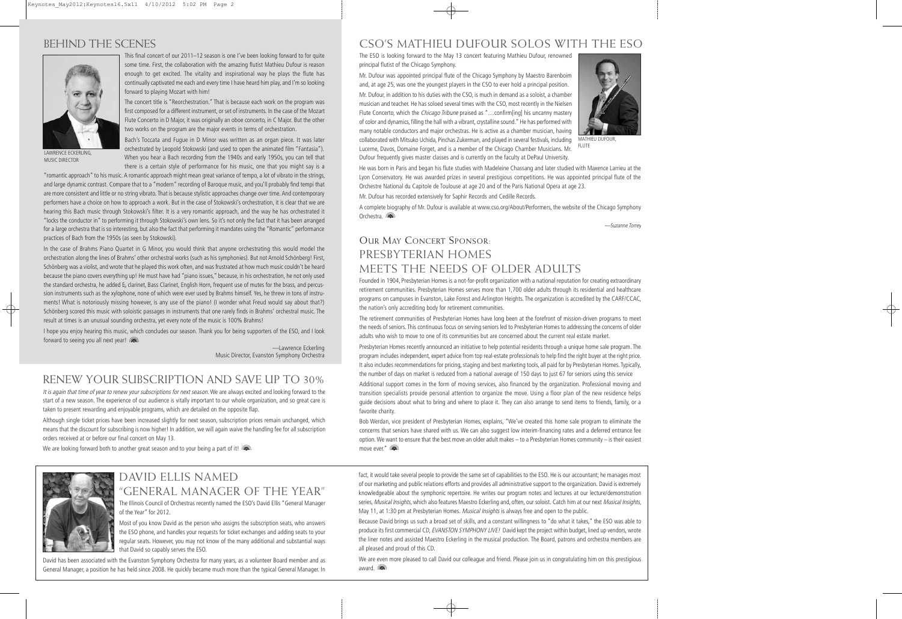## BEHIND THE SCENES

This final concert of our 2011–12 season is one I've been looking forward to for quite some time. First, the collaboration with the amazing flutist Mathieu Dufour is reason enough to get excited. The vitality and inspirational way he plays the flute has continually captivated me each and every time I have heard him play, and I'm so looking forward to playing Mozart with him!

The concert title is "Reorchestration." That is because each work on the program was first composed for a different instrument, or set of instruments. In the case of the Mozart Flute Concerto in D Major, it was originally an oboe concerto, in C Major. But the other two works on the program are the major events in terms of orchestration.

Bach's Toccata and Fugue in D Minor was written as an organ piece. It was later orchestrated by Leopold Stokowski (and used to open the animated film "Fantasia"). When you hear a Bach recording from the 1940s and early 1950s, you can tell that there is a certain style of performance for his music, one that you might say is a "romantic approach" to his music. A romantic approach might mean great variance of tempo, a lot of vibrato in the strings, and large dynamic contrast. Compare that to a "modern" recording of Baroque music, and you'll probably find tempi that are more consistent and little or no string vibrato. That is because stylistic approaches change over time. And contemporary performers have a choice on how to approach a work. But in the case of Stokowski's orchestration, it is clear that we are hearing this Bach music through Stokowski's filter. It is a very romantic approach, and the way he has orchestrated it "locks the conductor in" to performing it through Stokowski's own lens. So it's not only the fact that it has been arranged for a large orchestra that is so interesting, but also the fact that performing it mandates using the "Romantic" performance practices of Bach from the 1950s (as seen by Stokowski).

LAWRENCE ECKERLING, MUSIC DIRECTOR

In the case of Brahms Piano Quartet in G Minor, you would think that anyone orchestrating this would model the orchestration along the lines of Brahms' other orchestral works (such as his symphonies). But not Arnold Schönberg! First, Schönberg was a violist, and wrote that he played this work often, and was frustrated at how much music couldn't be heard because the piano covers everything up! He must have had "piano issues," because, in his orchestration, he not only used the standard orchestra, he added E♭ clarinet, Bass Clarinet, English Horn, frequent use of mutes for the brass, and percussion instruments such as the xylophone, none of which were ever used by Brahms himself. Yes, he threw in tons of instruments! What is notoriously missing however, is any use of the piano! (I wonder what Freud would say about that?) Schönberg scored this music with soloistic passages in instruments that one rarely finds in Brahms' orchestral music. The result at times is an unusual sounding orchestra, yet every note of the music is 100% Brahms!

I hope you enjoy hearing this music, which concludes our season. Thank you for being supporters of the ESO, and I look forward to seeing you all next year!

—Lawrence Eckerling
Music Director, Evanston Symphony Orchestra

## RENEW YOUR SUBSCRIPTION AND SAVE UP TO 30%

*It is again that time of year to renew your subscriptions for next season.* We are always excited and looking forward to the start of a new season. The experience of our audience is vitally important to our whole organization, and so great care is taken to present rewarding and enjoyable programs, which are detailed on the opposite flap.

Although single ticket prices have been increased slightly for next season, subscription prices remain unchanged, which means that the discount for subscribing is now higher! In addition, we will again waive the handling fee for all subscription orders received at or before our final concert on May 13.

We are looking forward both to another great season and to your being a part of it!

## CSO'S MATHIEU DUFOUR SOLOS WITH THE ESO

The ESO is looking forward to the May 13 concert featuring Mathieu Dufour, renowned principal flutist of the Chicago Symphony.

Mr. Dufour was appointed principal flute of the Chicago Symphony by Maestro Barenboim and, at age 25, was one the youngest players in the CSO to ever hold a principal position.

Mr. Dufour, in addition to his duties with the CSO, is much in demand as a soloist, a chamber musician and teacher. He has soloed several times with the CSO, most recently in the Nielsen Flute Concerto, which the *Chicago Tribune* praised as "…confirm[ing] his uncanny mastery of color and dynamics, filling the hall with a vibrant, crystalline sound." He has performed with many notable conductors and major orchestras. He is active as a chamber musician, having collaborated with Mitsuko Uchida, Pinchas Zukerman, and played in several festivals, including Lucerne, Davos, Domaine Forget, and is a member of the Chicago Chamber Musicians. Mr. Dufour frequently gives master classes and is currently on the faculty at DePaul University.

MATHIEU DUFOUR, FLUTE

He was born in Paris and began his flute studies with Madeleine Chassang and later studied with Maxence Larrieu at the Lyon Conservatory. He was awarded prizes in several prestigious competitions. He was appointed principal flute of the Orchestre National du Capitole de Toulouse at age 20 and of the Paris National Opera at age 23.

Mr. Dufour has recorded extensively for Saphir Records and Cedille Records.

A complete biography of Mr. Dufour is available at www.cso.org/About/Performers, the website of the Chicago Symphony Orchestra.

—*Suzanne Torrey*

## OUR MAY CONCERT SPONSOR: PRESBYTERIAN HOMES MEETS THE NEEDS OF OLDER ADULTS

Founded in 1904, Presbyterian Homes is a not-for-profit organization with a national reputation for creating extraordinary retirement communities. Presbyterian Homes serves more than 1,700 older adults through its residential and healthcare programs on campuses in Evanston, Lake Forest and Arlington Heights. The organization is accredited by the CARF/CCAC, the nation's only accrediting body for retirement communities.

The retirement communities of Presbyterian Homes have long been at the forefront of mission-driven programs to meet the needs of seniors. This continuous focus on serving seniors led to Presbyterian Homes to addressing the concerns of older adults who wish to move to one of its communities but are concerned about the current real estate market.

Presbyterian Homes recently announced an initiative to help potential residents through a unique home sale program. The program includes independent, expert advice from top real-estate professionals to help find the right buyer at the right price. It also includes recommendations for pricing, staging and best marketing tools, all paid for by Presbyterian Homes. Typically, the number of days on market is reduced from a national average of 150 days to just 67 for seniors using this service

Additional support comes in the form of moving services, also financed by the organization. Professional moving and transition specialists provide personal attention to organize the move. Using a floor plan of the new residence helps guide decisions about what to bring and where to place it. They can also arrange to send items to friends, family, or a favorite charity.

Bob Werdan, vice president of Presbyterian Homes, explains, "We've created this home sale program to eliminate the concerns that seniors have shared with us. We can also suggest low interim-financing rates and a deferred entrance fee option. We want to ensure that the best move an older adult makes – to a Presbyterian Homes community – is their easiest move ever."

## DAVID ELLIS NAMED "GENERAL MANAGER OF THE YEAR"

The Illinois Council of Orchestras recently named the ESO's David Ellis "General Manager of the Year" for 2012.

Most of you know David as the person who assigns the subscription seats, who answers the ESO phone, and handles your requests for ticket exchanges and adding seats to your regular seats. However, you may not know of the many additional and substantial ways that David so capably serves the ESO.

David has been associated with the Evanston Symphony Orchestra for many years, as a volunteer Board member and as General Manager, a position he has held since 2008. He quickly became much more than the typical General Manager. In fact, it would take several people to provide the same set of capabilities to the ESO. He is our accountant; he manages most of our marketing and public relations efforts and provides all administrative support to the organization. David is extremely knowledgeable about the symphonic repertoire. He writes our program notes and lectures at our lecture/demonstration series, *Musical Insights*, which also features Maestro Eckerling and, often, our soloist. Catch him at our next *Musical Insights*, May 11, at 1:30 pm at Presbyterian Homes. *Musical Insights* is always free and open to the public.

Because David brings us such a broad set of skills, and a constant willingness to "do what it takes," the ESO was able to produce its first commercial CD, *EVANSTON SYMPHONY LIVE!* David kept the project within budget, lined up vendors, wrote the liner notes and assisted Maestro Eckerling in the musical production. The Board, patrons and orchestra members are all pleased and proud of this CD.

We are even more pleased to call David our colleague and friend. Please join us in congratulating him on this prestigious award.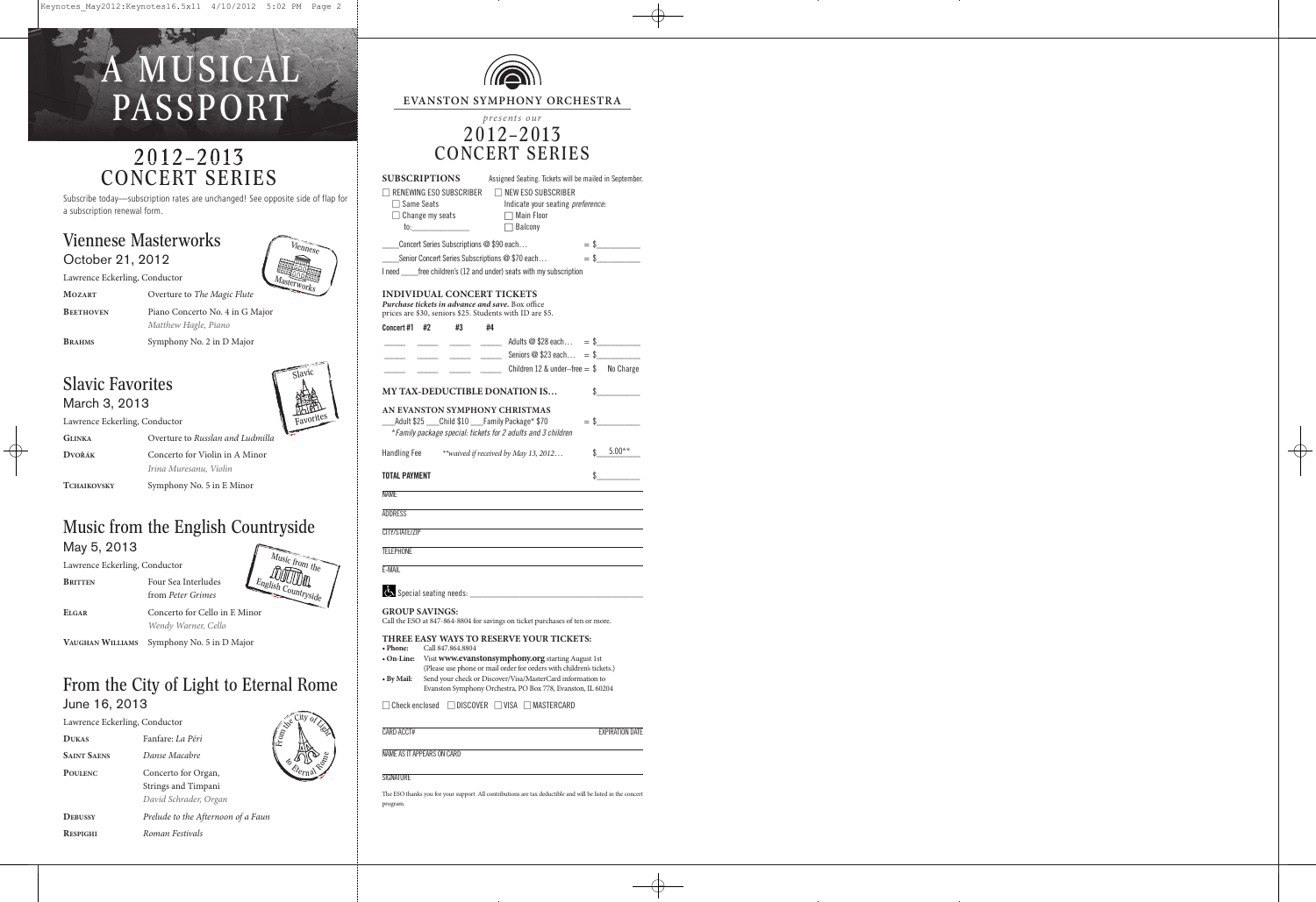# A MUSICAL PASSPORT

## 2012–2013 CONCERT SERIES

Subscribe today—subscription rates are unchanged! See opposite side of flap for a subscription renewal form.

### Viennese Masterworks
October 21, 2012

Lawrence Eckerling, Conductor

| | |
|---|---|
| **MOZART** | Overture to *The Magic Flute* |
| **BEETHOVEN** | Piano Concerto No. 4 in G Major<br>*Matthew Hagle, Piano* |
| **BRAHMS** | Symphony No. 2 in D Major |

### Slavic Favorites
March 3, 2013

Lawrence Eckerling, Conductor

| | |
|---|---|
| **GLINKA** | Overture to *Russlan and Ludmilla* |
| **DVOŘÁK** | Concerto for Violin in A Minor<br>*Irina Muresanu, Violin* |
| **TCHAIKOVSKY** | Symphony No. 5 in E Minor |

### Music from the English Countryside
May 5, 2013

Lawrence Eckerling, Conductor

| | |
|---|---|
| **BRITTEN** | Four Sea Interludes from *Peter Grimes* |
| **ELGAR** | Concerto for Cello in E Minor<br>*Wendy Warner, Cello* |
| **VAUGHAN WILLIAMS** | Symphony No. 5 in D Major |

### From the City of Light to Eternal Rome
June 16, 2013

Lawrence Eckerling, Conductor

| | |
|---|---|
| **DUKAS** | Fanfare: *La Péri* |
| **SAINT SAENS** | *Danse Macabre* |
| **POULENC** | Concerto for Organ, Strings and Timpani<br>*David Schrader, Organ* |
| **DEBUSSY** | *Prelude to the Afternoon of a Faun* |
| **RESPIGHI** | *Roman Festivals* |

---

**EVANSTON SYMPHONY ORCHESTRA**

*presents our*

## 2012–2013 CONCERT SERIES

**SUBSCRIPTIONS** Assigned Seating. Tickets will be mailed in September.

☐ RENEWING ESO SUBSCRIBER
☐ Same Seats
☐ Change my seats to:_______________

☐ NEW ESO SUBSCRIBER
Indicate your seating *preference:*
☐ Main Floor
☐ Balcony

_____Concert Series Subscriptions @ $90 each… = $__________

_____Senior Concert Series Subscriptions @ $70 each… = $__________

I need _____free children's (12 and under) seats with my subscription

**INDIVIDUAL CONCERT TICKETS**
***Purchase tickets in advance and save.*** Box office prices are $30, seniors $25. Students with ID are $5.

| Concert #1 | #2 | #3 | #4 | | |
|---|---|---|---|---|---|
| _____ | _____ | _____ | _____ | Adults @ $28 each… | = $__________ |
| _____ | _____ | _____ | _____ | Seniors @ $23 each… | = $__________ |
| _____ | _____ | _____ | _____ | Children 12 & under–free | = $ No Charge |

**MY TAX-DEDUCTIBLE DONATION IS…** $__________

**AN EVANSTON SYMPHONY CHRISTMAS**
___Adult $25 ___Child $10 ___Family Package* $70 = $__________
*\*Family package special: tickets for 2 adults and 3 children*

Handling Fee *\*\*waived if received by May 13, 2012…* $ 5.00\*\*

**TOTAL PAYMENT** $__________

NAME

ADDRESS

CITY/STATE/ZIP

TELEPHONE

E-MAIL

Special seating needs: ______________________________

**GROUP SAVINGS:**
Call the ESO at 847-864-8804 for savings on ticket purchases of ten or more.

**THREE EASY WAYS TO RESERVE YOUR TICKETS:**

- **Phone:** Call 847.864.8804
- **On-Line:** Visit **www.evanstonsymphony.org** starting August 1st (Please use phone or mail order for orders with children's tickets.)
- **By Mail:** Send your check or Discover/Visa/MasterCard information to Evanston Symphony Orchestra, PO Box 778, Evanston, IL 60204

☐ Check enclosed ☐ DISCOVER ☐ VISA ☐ MASTERCARD

CARD ACCT# EXPIRATION DATE

NAME AS IT APPEARS ON CARD

SIGNATURE

The ESO thanks you for your support. All contributions are tax deductible and will be listed in the concert program.